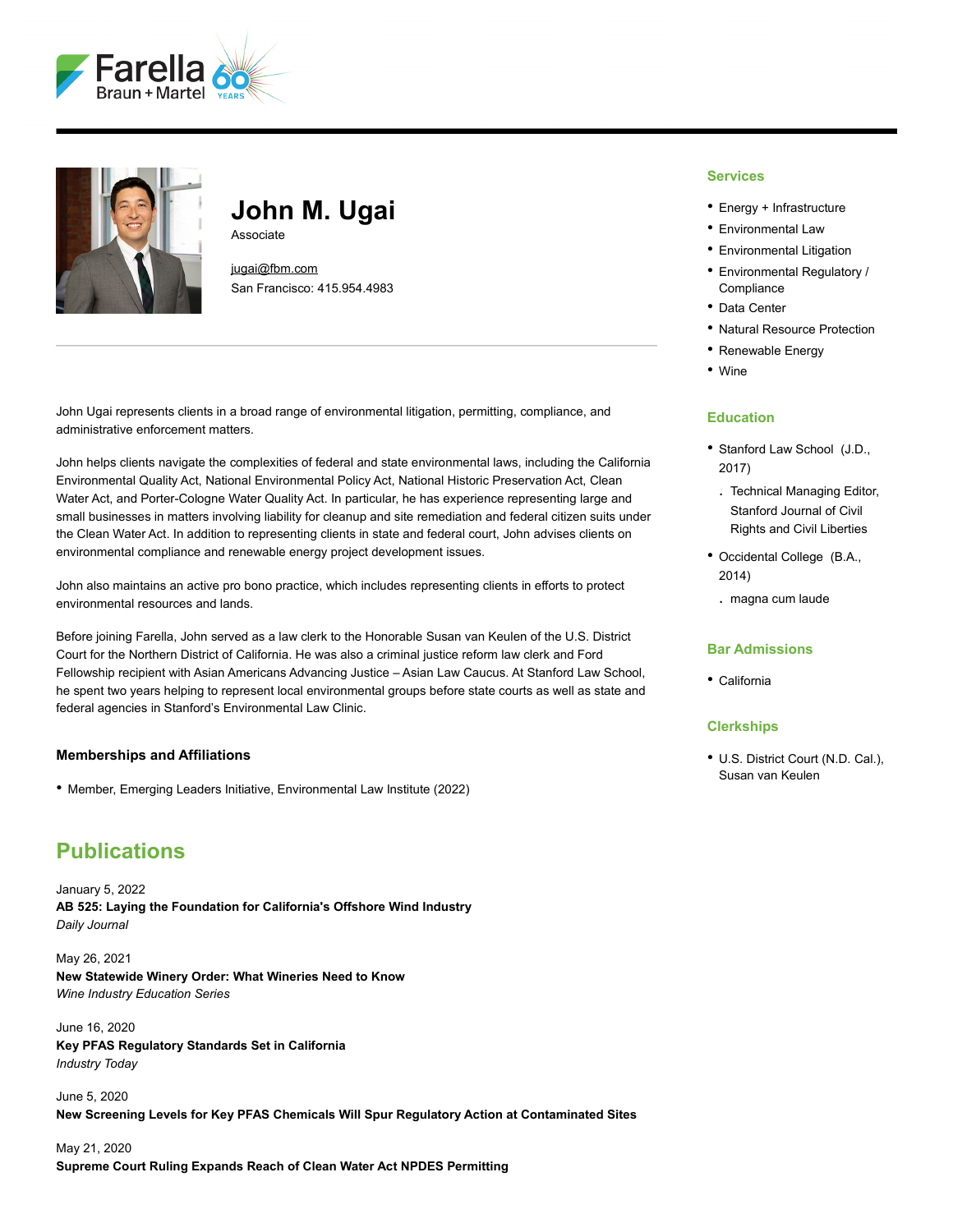# John M. Ugai

Associate

jugai@fbm.com
San Francisco: 415.954.4983

John Ugai represents clients in a broad range of environmental litigation, permitting, compliance, and administrative enforcement matters.

John helps clients navigate the complexities of federal and state environmental laws, including the California Environmental Quality Act, National Environmental Policy Act, National Historic Preservation Act, Clean Water Act, and Porter-Cologne Water Quality Act. In particular, he has experience representing large and small businesses in matters involving liability for cleanup and site remediation and federal citizen suits under the Clean Water Act. In addition to representing clients in state and federal court, John advises clients on environmental compliance and renewable energy project development issues.

John also maintains an active pro bono practice, which includes representing clients in efforts to protect environmental resources and lands.

Before joining Farella, John served as a law clerk to the Honorable Susan van Keulen of the U.S. District Court for the Northern District of California. He was also a criminal justice reform law clerk and Ford Fellowship recipient with Asian Americans Advancing Justice – Asian Law Caucus. At Stanford Law School, he spent two years helping to represent local environmental groups before state courts as well as state and federal agencies in Stanford's Environmental Law Clinic.

### Memberships and Affiliations

- Member, Emerging Leaders Initiative, Environmental Law Institute (2022)

## Publications

January 5, 2022
**AB 525: Laying the Foundation for California's Offshore Wind Industry**
*Daily Journal*

May 26, 2021
**New Statewide Winery Order: What Wineries Need to Know**
*Wine Industry Education Series*

June 16, 2020
**Key PFAS Regulatory Standards Set in California**
*Industry Today*

June 5, 2020
**New Screening Levels for Key PFAS Chemicals Will Spur Regulatory Action at Contaminated Sites**

May 21, 2020
**Supreme Court Ruling Expands Reach of Clean Water Act NPDES Permitting**

### Services

- Energy + Infrastructure
- Environmental Law
- Environmental Litigation
- Environmental Regulatory / Compliance
- Data Center
- Natural Resource Protection
- Renewable Energy
- Wine

### Education

- Stanford Law School (J.D., 2017)
  - Technical Managing Editor, Stanford Journal of Civil Rights and Civil Liberties
- Occidental College (B.A., 2014)
  - magna cum laude

### Bar Admissions

- California

### Clerkships

- U.S. District Court (N.D. Cal.), Susan van Keulen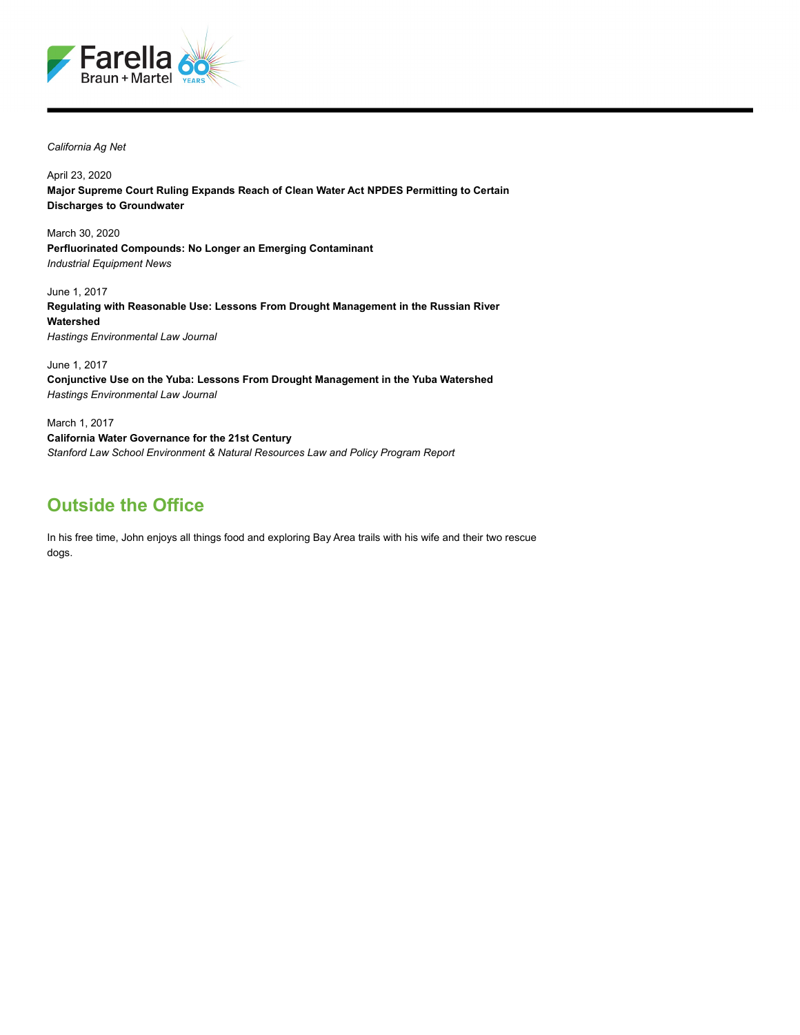*California Ag Net*

April 23, 2020
**Major Supreme Court Ruling Expands Reach of Clean Water Act NPDES Permitting to Certain Discharges to Groundwater**

March 30, 2020
**Perfluorinated Compounds: No Longer an Emerging Contaminant**
*Industrial Equipment News*

June 1, 2017
**Regulating with Reasonable Use: Lessons From Drought Management in the Russian River Watershed**
*Hastings Environmental Law Journal*

June 1, 2017
**Conjunctive Use on the Yuba: Lessons From Drought Management in the Yuba Watershed**
*Hastings Environmental Law Journal*

March 1, 2017
**California Water Governance for the 21st Century**
*Stanford Law School Environment & Natural Resources Law and Policy Program Report*

## Outside the Office

In his free time, John enjoys all things food and exploring Bay Area trails with his wife and their two rescue dogs.